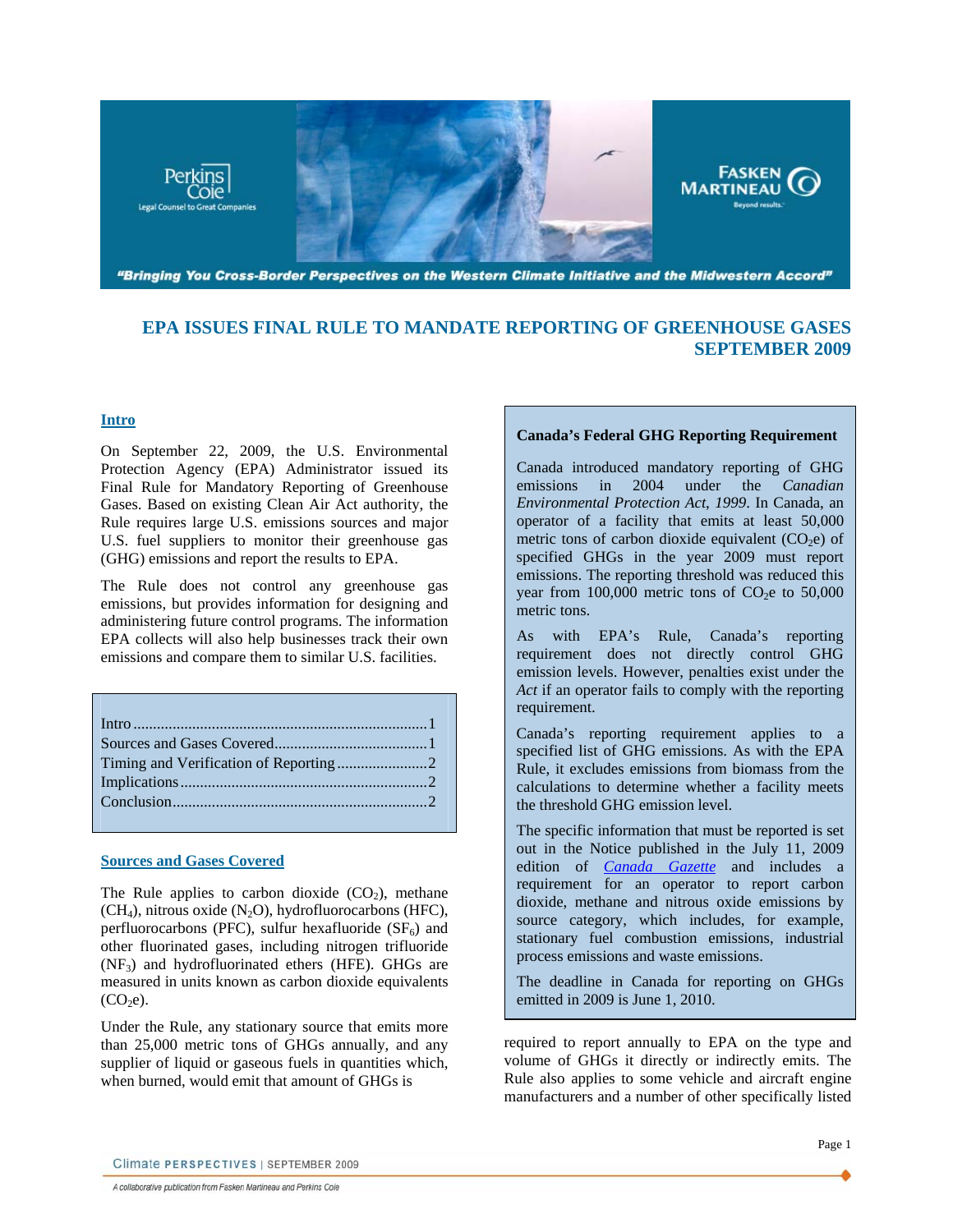“Bringing You Cross-Border Perspectives on the Western Climate Initiative and the Midwestern Accord”

# EPA ISSUES FINAL RULE TO MANDATE REPORTING OF GREENHOUSE GASES SEPTEMBER 2009

## Intro

On September 22, 2009, the U.S. Environmental Protection Agency (EPA) Administrator issued its Final Rule for Mandatory Reporting of Greenhouse Gases. Based on existing Clean Air Act authority, the Rule requires large U.S. emissions sources and major U.S. fuel suppliers to monitor their greenhouse gas (GHG) emissions and report the results to EPA.

The Rule does not control any greenhouse gas emissions, but provides information for designing and administering future control programs. The information EPA collects will also help businesses track their own emissions and compare them to similar U.S. facilities.

| | |
|---|---|
| Intro | 1 |
| Sources and Gases Covered | 1 |
| Timing and Verification of Reporting | 2 |
| Implications | 2 |
| Conclusion | 2 |

## Sources and Gases Covered

The Rule applies to carbon dioxide ($CO_2$), methane ($CH_4$), nitrous oxide ($N_2O$), hydrofluorocarbons (HFC), perfluorocarbons (PFC), sulfur hexafluoride ($SF_6$) and other fluorinated gases, including nitrogen trifluoride ($NF_3$) and hydrofluorinated ethers (HFE). GHGs are measured in units known as carbon dioxide equivalents ($CO_2e$).

Under the Rule, any stationary source that emits more than 25,000 metric tons of GHGs annually, and any supplier of liquid or gaseous fuels in quantities which, when burned, would emit that amount of GHGs is required to report annually to EPA on the type and volume of GHGs it directly or indirectly emits. The Rule also applies to some vehicle and aircraft engine manufacturers and a number of other specifically listed

**Canada’s Federal GHG Reporting Requirement**

Canada introduced mandatory reporting of GHG emissions in 2004 under the *Canadian Environmental Protection Act, 1999*. In Canada, an operator of a facility that emits at least 50,000 metric tons of carbon dioxide equivalent ($CO_2e$) of specified GHGs in the year 2009 must report emissions. The reporting threshold was reduced this year from 100,000 metric tons of $CO_2e$ to 50,000 metric tons.

As with EPA’s Rule, Canada’s reporting requirement does not directly control GHG emission levels. However, penalties exist under the *Act* if an operator fails to comply with the reporting requirement.

Canada’s reporting requirement applies to a specified list of GHG emissions. As with the EPA Rule, it excludes emissions from biomass from the calculations to determine whether a facility meets the threshold GHG emission level.

The specific information that must be reported is set out in the Notice published in the July 11, 2009 edition of *Canada Gazette* and includes a requirement for an operator to report carbon dioxide, methane and nitrous oxide emissions by source category, which includes, for example, stationary fuel combustion emissions, industrial process emissions and waste emissions.

The deadline in Canada for reporting on GHGs emitted in 2009 is June 1, 2010.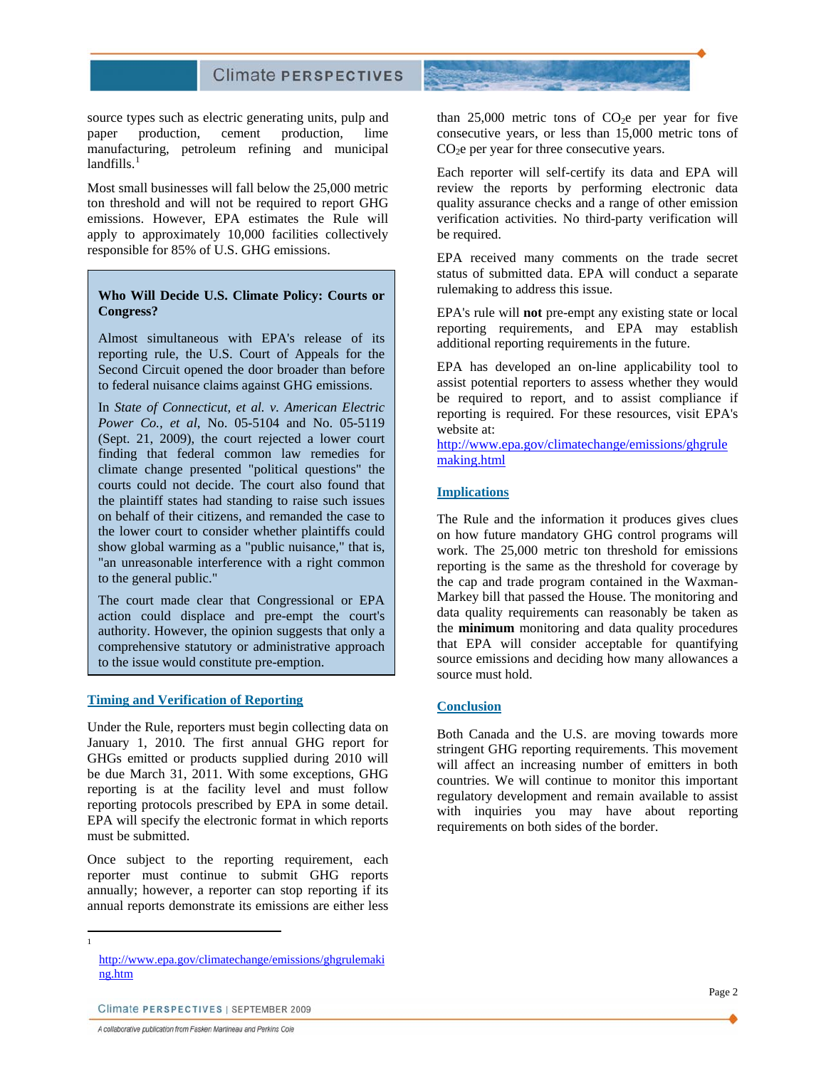source types such as electric generating units, pulp and paper production, cement production, lime manufacturing, petroleum refining and municipal landfills.[1]

Most small businesses will fall below the 25,000 metric ton threshold and will not be required to report GHG emissions. However, EPA estimates the Rule will apply to approximately 10,000 facilities collectively responsible for 85% of U.S. GHG emissions.

> **Who Will Decide U.S. Climate Policy: Courts or Congress?**
>
> Almost simultaneous with EPA's release of its reporting rule, the U.S. Court of Appeals for the Second Circuit opened the door broader than before to federal nuisance claims against GHG emissions.
>
> In *State of Connecticut, et al. v. American Electric Power Co., et al*, No. 05-5104 and No. 05-5119 (Sept. 21, 2009), the court rejected a lower court finding that federal common law remedies for climate change presented "political questions" the courts could not decide. The court also found that the plaintiff states had standing to raise such issues on behalf of their citizens, and remanded the case to the lower court to consider whether plaintiffs could show global warming as a "public nuisance," that is, "an unreasonable interference with a right common to the general public."
>
> The court made clear that Congressional or EPA action could displace and pre-empt the court's authority. However, the opinion suggests that only a comprehensive statutory or administrative approach to the issue would constitute pre-emption.

## Timing and Verification of Reporting

Under the Rule, reporters must begin collecting data on January 1, 2010. The first annual GHG report for GHGs emitted or products supplied during 2010 will be due March 31, 2011. With some exceptions, GHG reporting is at the facility level and must follow reporting protocols prescribed by EPA in some detail. EPA will specify the electronic format in which reports must be submitted.

Once subject to the reporting requirement, each reporter must continue to submit GHG reports annually; however, a reporter can stop reporting if its annual reports demonstrate its emissions are either less than 25,000 metric tons of $CO_2e$ per year for five consecutive years, or less than 15,000 metric tons of $CO_2e$ per year for three consecutive years.

Each reporter will self-certify its data and EPA will review the reports by performing electronic data quality assurance checks and a range of other emission verification activities. No third-party verification will be required.

EPA received many comments on the trade secret status of submitted data. EPA will conduct a separate rulemaking to address this issue.

EPA's rule will **not** pre-empt any existing state or local reporting requirements, and EPA may establish additional reporting requirements in the future.

EPA has developed an on-line applicability tool to assist potential reporters to assess whether they would be required to report, and to assist compliance if reporting is required. For these resources, visit EPA's website at: http://www.epa.gov/climatechange/emissions/ghgrulemaking.html

## Implications

The Rule and the information it produces gives clues on how future mandatory GHG control programs will work. The 25,000 metric ton threshold for emissions reporting is the same as the threshold for coverage by the cap and trade program contained in the Waxman-Markey bill that passed the House. The monitoring and data quality requirements can reasonably be taken as the **minimum** monitoring and data quality procedures that EPA will consider acceptable for quantifying source emissions and deciding how many allowances a source must hold.

## Conclusion

Both Canada and the U.S. are moving towards more stringent GHG reporting requirements. This movement will affect an increasing number of emitters in both countries. We will continue to monitor this important regulatory development and remain available to assist with inquiries you may have about reporting requirements on both sides of the border.

---

[1] http://www.epa.gov/climatechange/emissions/ghgrulemaking.htm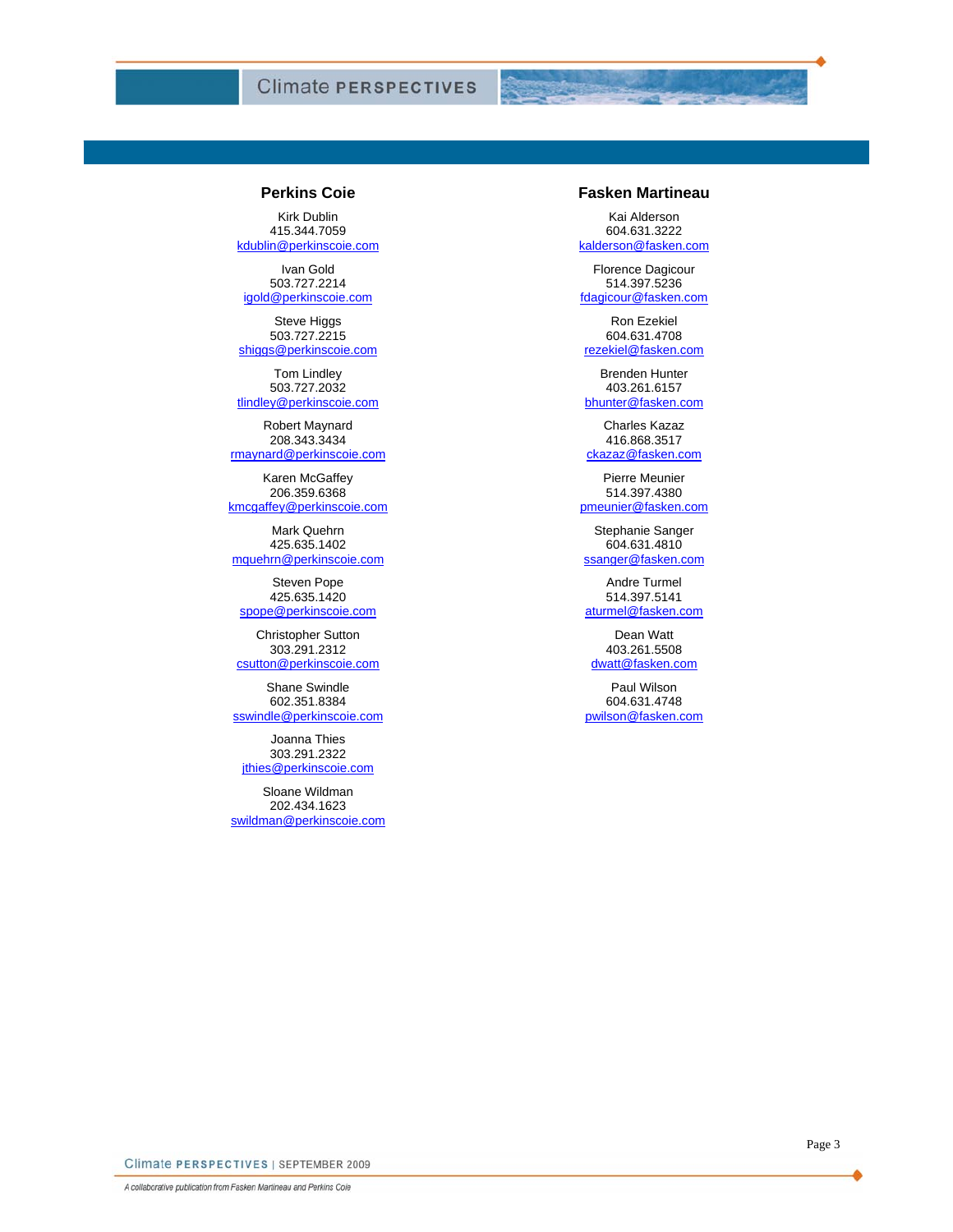## Perkins Coie

Kirk Dublin
415.344.7059
kdublin@perkinscoie.com

Ivan Gold
503.727.2214
igold@perkinscoie.com

Steve Higgs
503.727.2215
shiggs@perkinscoie.com

Tom Lindley
503.727.2032
tlindley@perkinscoie.com

Robert Maynard
208.343.3434
rmaynard@perkinscoie.com

Karen McGaffey
206.359.6368
kmcgaffey@perkinscoie.com

Mark Quehrn
425.635.1402
mquehrn@perkinscoie.com

Steven Pope
425.635.1420
spope@perkinscoie.com

Christopher Sutton
303.291.2312
csutton@perkinscoie.com

Shane Swindle
602.351.8384
sswindle@perkinscoie.com

Joanna Thies
303.291.2322
jthies@perkinscoie.com

Sloane Wildman
202.434.1623
swildman@perkinscoie.com

## Fasken Martineau

Kai Alderson
604.631.3222
kalderson@fasken.com

Florence Dagicour
514.397.5236
fdagicour@fasken.com

Ron Ezekiel
604.631.4708
rezekiel@fasken.com

Brenden Hunter
403.261.6157
bhunter@fasken.com

Charles Kazaz
416.868.3517
ckazaz@fasken.com

Pierre Meunier
514.397.4380
pmeunier@fasken.com

Stephanie Sanger
604.631.4810
ssanger@fasken.com

Andre Turmel
514.397.5141
aturmel@fasken.com

Dean Watt
403.261.5508
dwatt@fasken.com

Paul Wilson
604.631.4748
pwilson@fasken.com